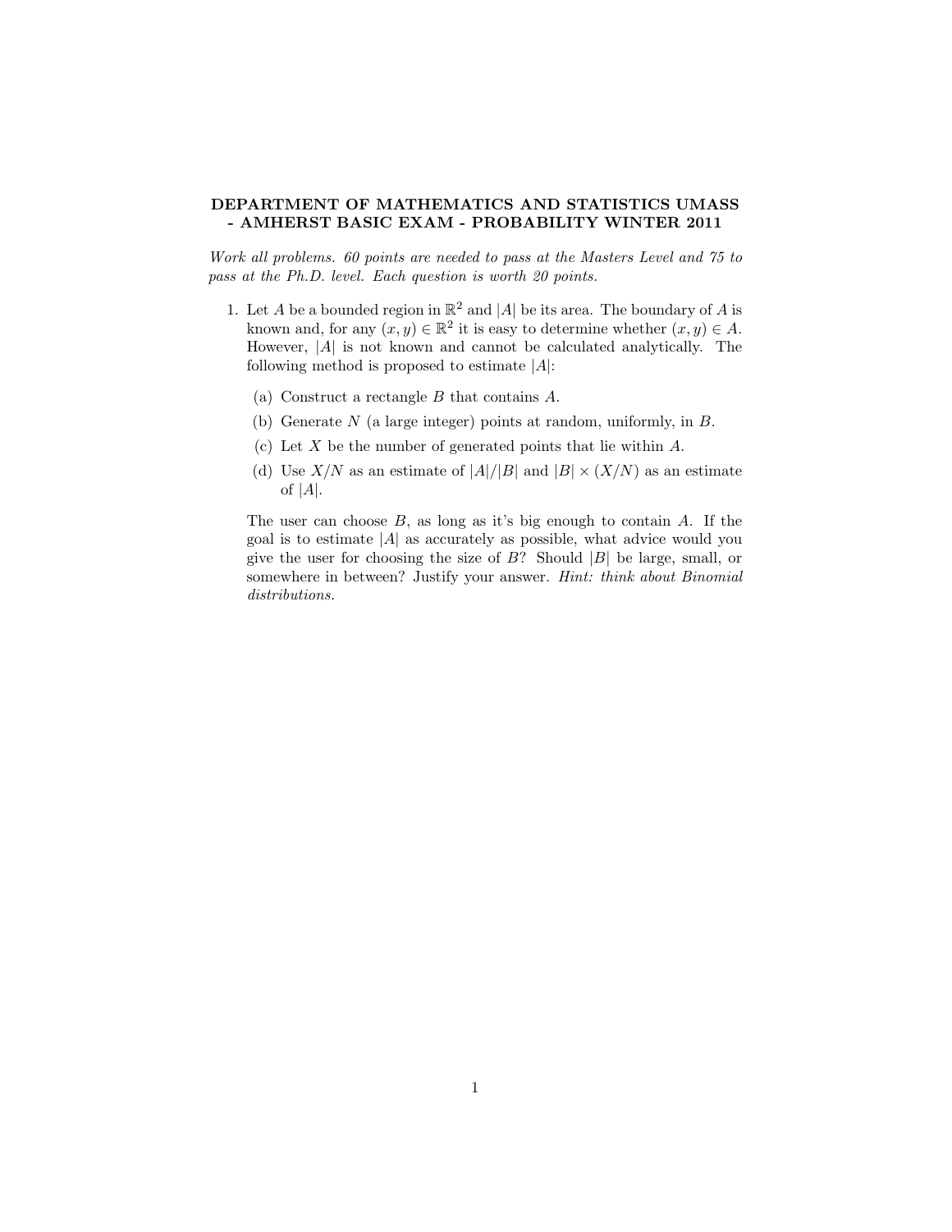# DEPARTMENT OF MATHEMATICS AND STATISTICS UMASS - AMHERST BASIC EXAM - PROBABILITY WINTER 2011

*Work all problems. 60 points are needed to pass at the Masters Level and 75 to pass at the Ph.D. level. Each question is worth 20 points.*

1. Let $A$ be a bounded region in $\mathbb{R}^2$ and $|A|$ be its area. The boundary of $A$ is known and, for any $(x, y) \in \mathbb{R}^2$ it is easy to determine whether $(x, y) \in A$. However, $|A|$ is not known and cannot be calculated analytically. The following method is proposed to estimate $|A|$:

   (a) Construct a rectangle $B$ that contains $A$.

   (b) Generate $N$ (a large integer) points at random, uniformly, in $B$.

   (c) Let $X$ be the number of generated points that lie within $A$.

   (d) Use $X/N$ as an estimate of $|A|/|B|$ and $|B| \times (X/N)$ as an estimate of $|A|$.

   The user can choose $B$, as long as it's big enough to contain $A$. If the goal is to estimate $|A|$ as accurately as possible, what advice would you give the user for choosing the size of $B$? Should $|B|$ be large, small, or somewhere in between? Justify your answer. *Hint: think about Binomial distributions.*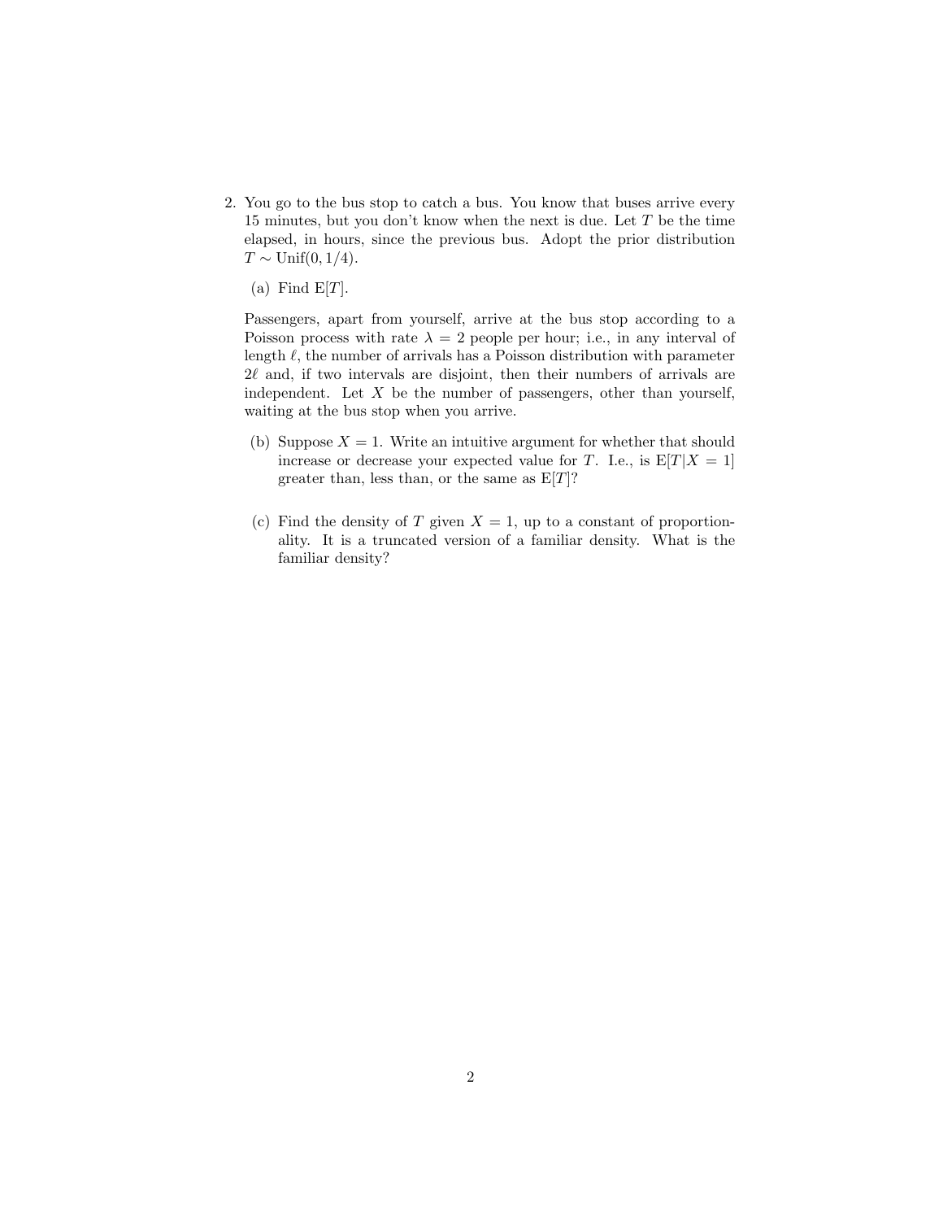2. You go to the bus stop to catch a bus. You know that buses arrive every 15 minutes, but you don't know when the next is due. Let $T$ be the time elapsed, in hours, since the previous bus. Adopt the prior distribution $T \sim \text{Unif}(0, 1/4)$.

   (a) Find $\text{E}[T]$.

   Passengers, apart from yourself, arrive at the bus stop according to a Poisson process with rate $\lambda = 2$ people per hour; i.e., in any interval of length $\ell$, the number of arrivals has a Poisson distribution with parameter $2\ell$ and, if two intervals are disjoint, then their numbers of arrivals are independent. Let $X$ be the number of passengers, other than yourself, waiting at the bus stop when you arrive.

   (b) Suppose $X = 1$. Write an intuitive argument for whether that should increase or decrease your expected value for $T$. I.e., is $\text{E}[T|X = 1]$ greater than, less than, or the same as $\text{E}[T]$?

   (c) Find the density of $T$ given $X = 1$, up to a constant of proportionality. It is a truncated version of a familiar density. What is the familiar density?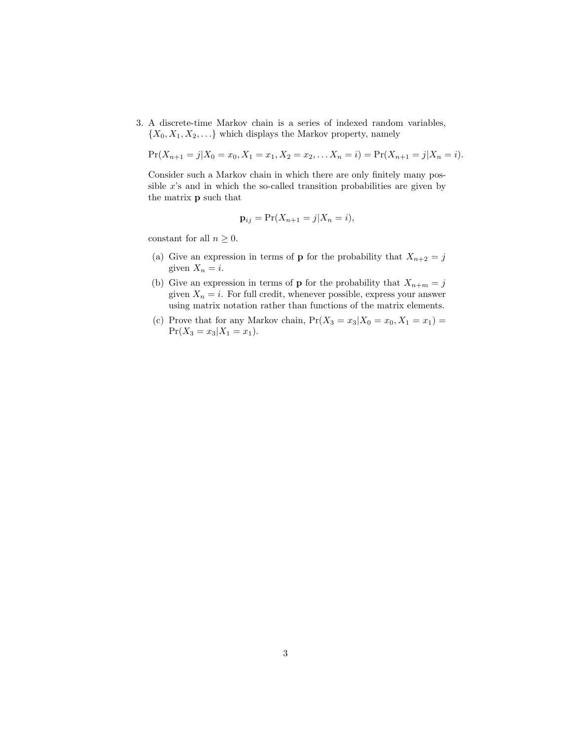3. A discrete-time Markov chain is a series of indexed random variables, $\{X_0, X_1, X_2, \ldots\}$ which displays the Markov property, namely

$$\Pr(X_{n+1} = j | X_0 = x_0, X_1 = x_1, X_2 = x_2, \ldots X_n = i) = \Pr(X_{n+1} = j | X_n = i).$$

Consider such a Markov chain in which there are only finitely many possible $x$'s and in which the so-called transition probabilities are given by the matrix $\mathbf{p}$ such that

$$\mathbf{p}_{ij} = \Pr(X_{n+1} = j | X_n = i),$$

constant for all $n \geq 0$.

(a) Give an expression in terms of $\mathbf{p}$ for the probability that $X_{n+2} = j$ given $X_n = i$.

(b) Give an expression in terms of $\mathbf{p}$ for the probability that $X_{n+m} = j$ given $X_n = i$. For full credit, whenever possible, express your answer using matrix notation rather than functions of the matrix elements.

(c) Prove that for any Markov chain, $\Pr(X_3 = x_3 | X_0 = x_0, X_1 = x_1) = \Pr(X_3 = x_3 | X_1 = x_1)$.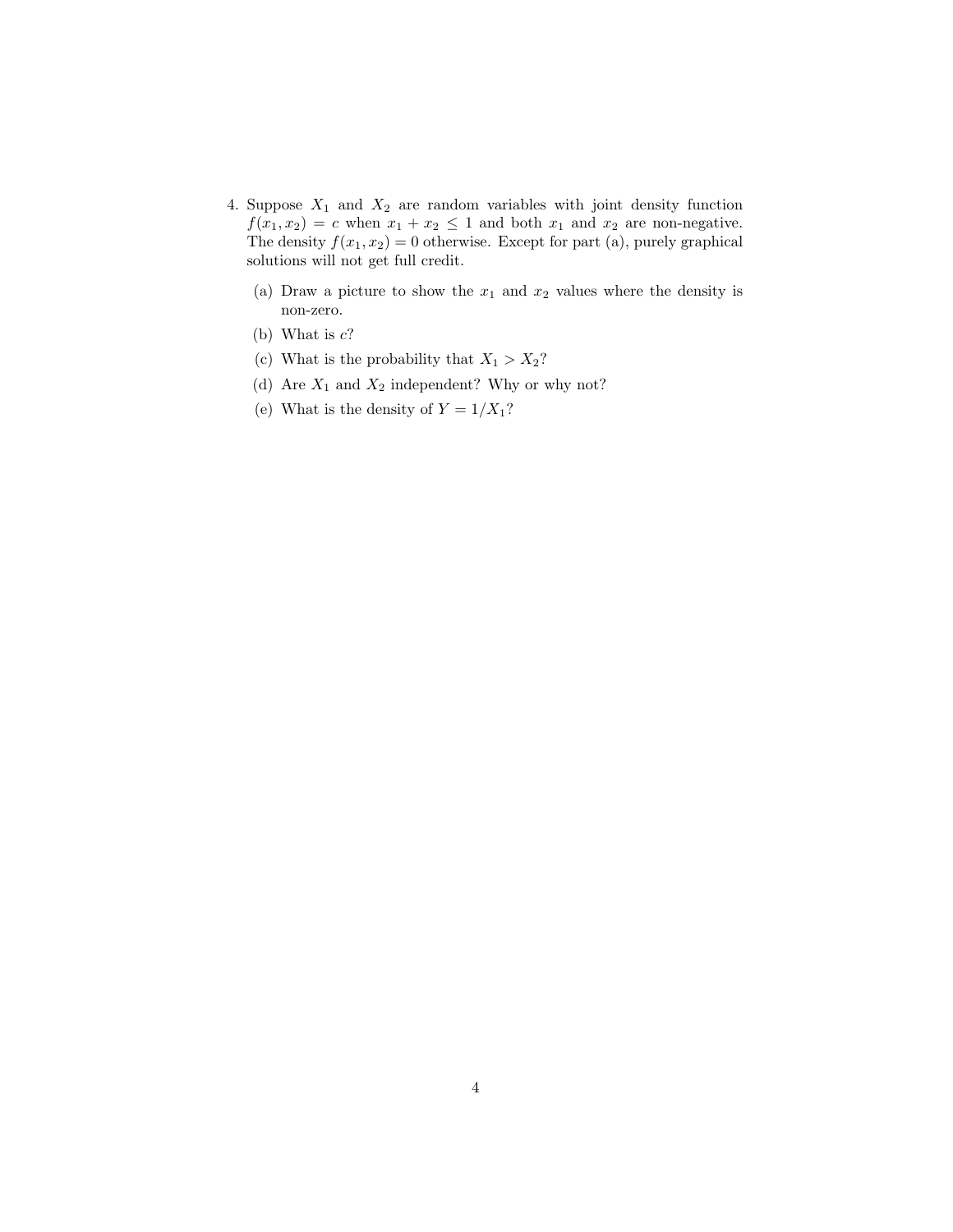4. Suppose $X_1$ and $X_2$ are random variables with joint density function $f(x_1, x_2) = c$ when $x_1 + x_2 \leq 1$ and both $x_1$ and $x_2$ are non-negative. The density $f(x_1, x_2) = 0$ otherwise. Except for part (a), purely graphical solutions will not get full credit.

   (a) Draw a picture to show the $x_1$ and $x_2$ values where the density is non-zero.

   (b) What is $c$?

   (c) What is the probability that $X_1 > X_2$?

   (d) Are $X_1$ and $X_2$ independent? Why or why not?

   (e) What is the density of $Y = 1/X_1$?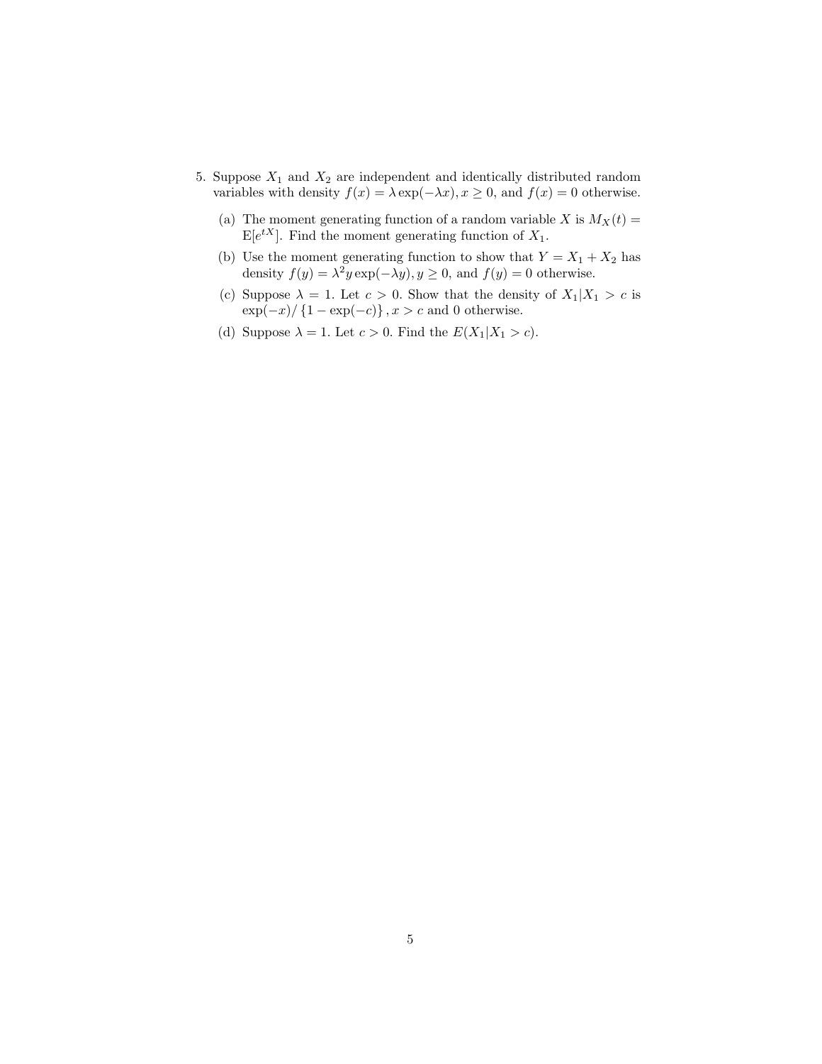5. Suppose $X_1$ and $X_2$ are independent and identically distributed random variables with density $f(x) = \lambda \exp(-\lambda x), x \geq 0$, and $f(x) = 0$ otherwise.

   (a) The moment generating function of a random variable $X$ is $M_X(t) = \mathrm{E}[e^{tX}]$. Find the moment generating function of $X_1$.

   (b) Use the moment generating function to show that $Y = X_1 + X_2$ has density $f(y) = \lambda^2 y \exp(-\lambda y), y \geq 0$, and $f(y) = 0$ otherwise.

   (c) Suppose $\lambda = 1$. Let $c > 0$. Show that the density of $X_1 | X_1 > c$ is $\exp(-x) / \{1 - \exp(-c)\}, x > c$ and 0 otherwise.

   (d) Suppose $\lambda = 1$. Let $c > 0$. Find the $E(X_1 | X_1 > c)$.